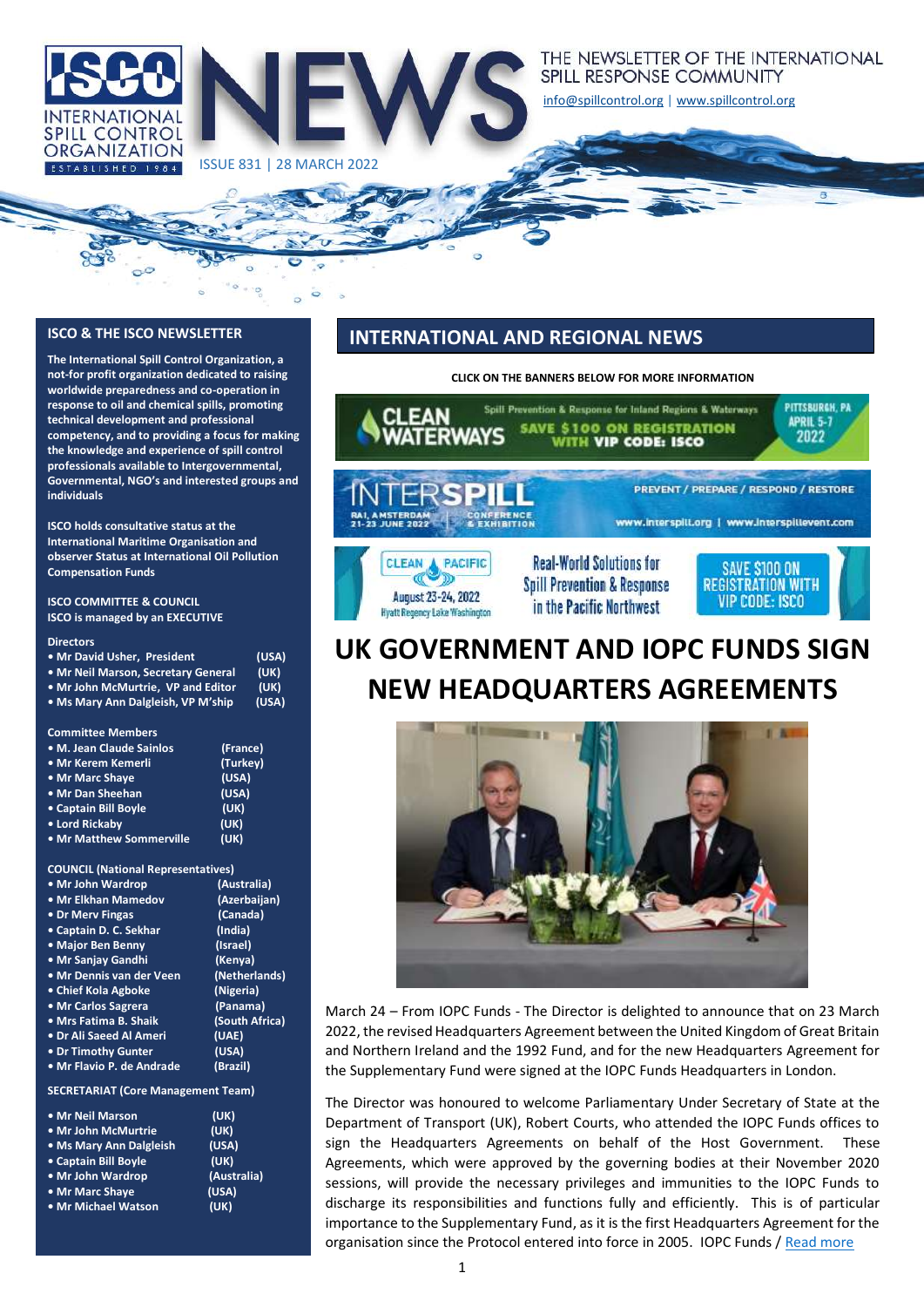# ISCO NEWS

THE NEWSLETTER OF THE INTERNATIONAL SPILL RESPONSE COMMUNITY

info@spillcontrol.org | www.spillcontrol.org

ISSUE 831 | 28 MARCH 2022

## ISCO & THE ISCO NEWSLETTER

**The International Spill Control Organization, a not-for profit organization dedicated to raising worldwide preparedness and co-operation in response to oil and chemical spills, promoting technical development and professional competency, and to providing a focus for making the knowledge and experience of spill control professionals available to Intergovernmental, Governmental, NGO's and interested groups and individuals**

**ISCO holds consultative status at the International Maritime Organisation and observer Status at International Oil Pollution Compensation Funds**

**ISCO COMMITTEE & COUNCIL**
**ISCO is managed by an EXECUTIVE**

**Directors**

- Mr David Usher, President (USA)
- Mr Neil Marson, Secretary General (UK)
- Mr John McMurtrie, VP and Editor (UK)
- Ms Mary Ann Dalgleish, VP M'ship (USA)

**Committee Members**

- M. Jean Claude Sainlos (France)
- Mr Kerem Kemerli (Turkey)
- Mr Marc Shaye (USA)
- Mr Dan Sheehan (USA)
- Captain Bill Boyle (UK)
- Lord Rickaby (UK)
- Mr Matthew Sommerville (UK)

**COUNCIL (National Representatives)**

- Mr John Wardrop (Australia)
- Mr Elkhan Mamedov (Azerbaijan)
- Dr Merv Fingas (Canada)
- Captain D. C. Sekhar (India)
- Major Ben Benny (Israel)
- Mr Sanjay Gandhi (Kenya)
- Mr Dennis van der Veen (Netherlands)
- Chief Kola Agboke (Nigeria)
- Mr Carlos Sagrera (Panama)
- Mrs Fatima B. Shaik (South Africa)
- Dr Ali Saeed Al Ameri (UAE)
- Dr Timothy Gunter (USA)
- Mr Flavio P. de Andrade (Brazil)

**SECRETARIAT (Core Management Team)**

- Mr Neil Marson (UK)
- Mr John McMurtrie (UK)
- Ms Mary Ann Dalgleish (USA)
- Captain Bill Boyle (UK)
- Mr John Wardrop (Australia)
- Mr Marc Shaye (USA)
- Mr Michael Watson (UK)

## INTERNATIONAL AND REGIONAL NEWS

**CLICK ON THE BANNERS BELOW FOR MORE INFORMATION**

CLEAN WATERWAYS – Spill Prevention & Response for Inland Regions & Waterways – SAVE $100 ON REGISTRATION WITH VIP CODE: ISCO – PITTSBURGH, PA APRIL 5-7 2022

INTERSPILL – RAI, AMSTERDAM 21-23 JUNE 2022 – CONFERENCE & EXHIBITION – PREVENT / PREPARE / RESPOND / RESTORE – www.interspill.org | www.interspillevent.com

CLEAN PACIFIC – August 23-24, 2022 – Hyatt Regency Lake Washington – Real-World Solutions for Spill Prevention & Response in the Pacific Northwest – SAVE $100 ON REGISTRATION WITH VIP CODE: ISCO

# UK GOVERNMENT AND IOPC FUNDS SIGN NEW HEADQUARTERS AGREEMENTS

March 24 – From IOPC Funds - The Director is delighted to announce that on 23 March 2022, the revised Headquarters Agreement between the United Kingdom of Great Britain and Northern Ireland and the 1992 Fund, and for the new Headquarters Agreement for the Supplementary Fund were signed at the IOPC Funds Headquarters in London.

The Director was honoured to welcome Parliamentary Under Secretary of State at the Department of Transport (UK), Robert Courts, who attended the IOPC Funds offices to sign the Headquarters Agreements on behalf of the Host Government. These Agreements, which were approved by the governing bodies at their November 2020 sessions, will provide the necessary privileges and immunities to the IOPC Funds to discharge its responsibilities and functions fully and efficiently. This is of particular importance to the Supplementary Fund, as it is the first Headquarters Agreement for the organisation since the Protocol entered into force in 2005. IOPC Funds / Read more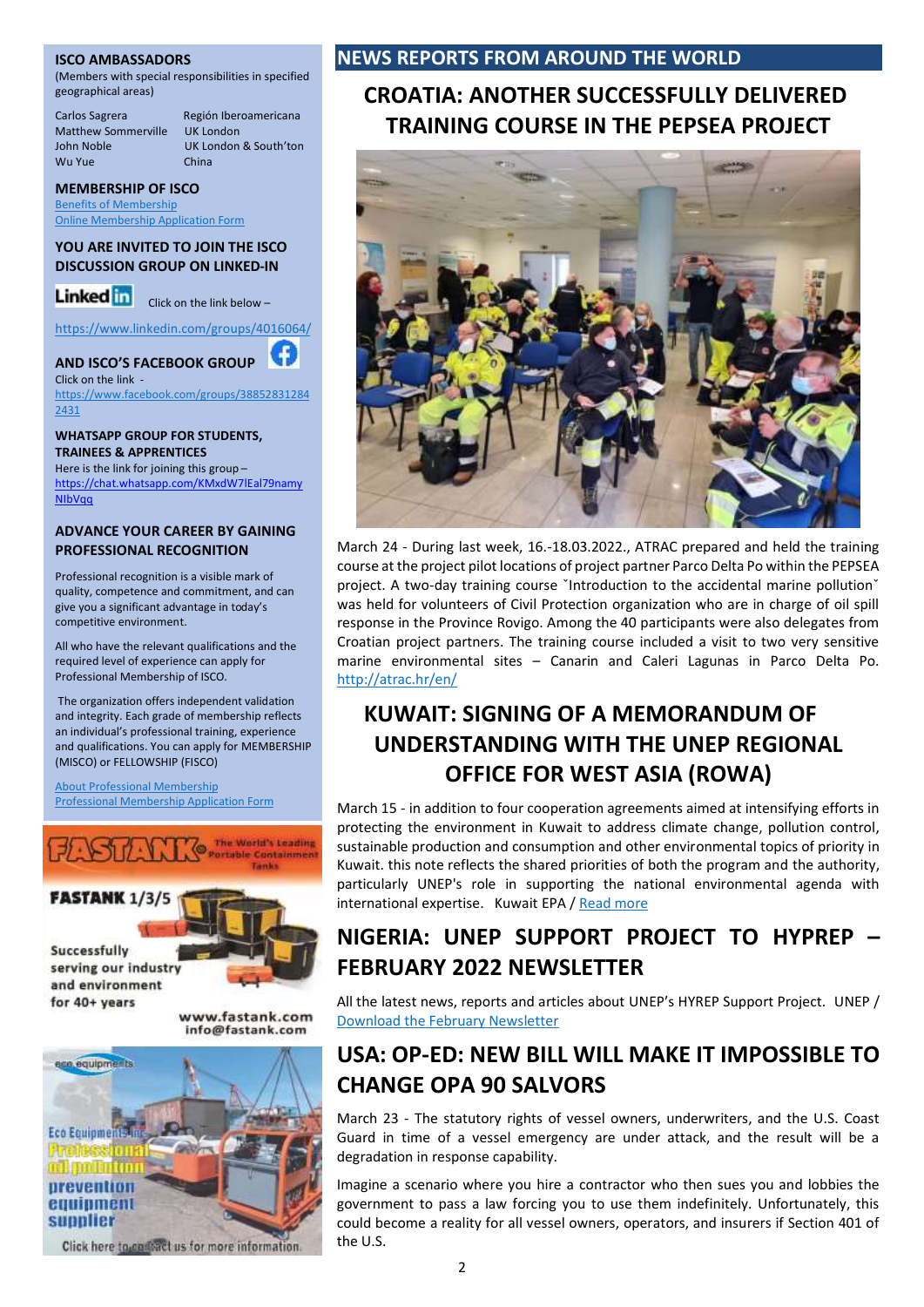### ISCO AMBASSADORS

(Members with special responsibilities in specified geographical areas)

| | |
|---|---|
| Carlos Sagrera | Región Iberoamericana |
| Matthew Sommerville | UK London |
| John Noble | UK London & South'ton |
| Wu Yue | China |

### MEMBERSHIP OF ISCO

Benefits of Membership
Online Membership Application Form

### YOU ARE INVITED TO JOIN THE ISCO DISCUSSION GROUP ON LINKED-IN

Click on the link below –

https://www.linkedin.com/groups/4016064/

### AND ISCO'S FACEBOOK GROUP

Click on the link - https://www.facebook.com/groups/388528312842431

### WHATSAPP GROUP FOR STUDENTS, TRAINEES & APPRENTICES

Here is the link for joining this group – https://chat.whatsapp.com/KMxdW7lEal79namyNIbVqq

### ADVANCE YOUR CAREER BY GAINING PROFESSIONAL RECOGNITION

Professional recognition is a visible mark of quality, competence and commitment, and can give you a significant advantage in today's competitive environment.

All who have the relevant qualifications and the required level of experience can apply for Professional Membership of ISCO.

The organization offers independent validation and integrity. Each grade of membership reflects an individual's professional training, experience and qualifications. You can apply for MEMBERSHIP (MISCO) or FELLOWSHIP (FISCO)

About Professional Membership
Professional Membership Application Form

FASTANK The World's Leading Portable Containment Tanks

FASTANK 1/3/5

Successfully serving our industry and environment for 40+ years

www.fastank.com
info@fastank.com

Eco Equipments Inc. Professional oil pollution prevention equipment supplier

Click here to contact us for more information.

## NEWS REPORTS FROM AROUND THE WORLD

## CROATIA: ANOTHER SUCCESSFULLY DELIVERED TRAINING COURSE IN THE PEPSEA PROJECT

March 24 - During last week, 16.-18.03.2022., ATRAC prepared and held the training course at the project pilot locations of project partner Parco Delta Po within the PEPSEA project. A two-day training course ˇIntroduction to the accidental marine pollutionˇ was held for volunteers of Civil Protection organization who are in charge of oil spill response in the Province Rovigo. Among the 40 participants were also delegates from Croatian project partners. The training course included a visit to two very sensitive marine environmental sites – Canarin and Caleri Lagunas in Parco Delta Po. http://atrac.hr/en/

## KUWAIT: SIGNING OF A MEMORANDUM OF UNDERSTANDING WITH THE UNEP REGIONAL OFFICE FOR WEST ASIA (ROWA)

March 15 - in addition to four cooperation agreements aimed at intensifying efforts in protecting the environment in Kuwait to address climate change, pollution control, sustainable production and consumption and other environmental topics of priority in Kuwait. this note reflects the shared priorities of both the program and the authority, particularly UNEP's role in supporting the national environmental agenda with international expertise. Kuwait EPA / Read more

## NIGERIA: UNEP SUPPORT PROJECT TO HYPREP – FEBRUARY 2022 NEWSLETTER

All the latest news, reports and articles about UNEP's HYREP Support Project. UNEP / Download the February Newsletter

## USA: OP-ED: NEW BILL WILL MAKE IT IMPOSSIBLE TO CHANGE OPA 90 SALVORS

March 23 - The statutory rights of vessel owners, underwriters, and the U.S. Coast Guard in time of a vessel emergency are under attack, and the result will be a degradation in response capability.

Imagine a scenario where you hire a contractor who then sues you and lobbies the government to pass a law forcing you to use them indefinitely. Unfortunately, this could become a reality for all vessel owners, operators, and insurers if Section 401 of the U.S.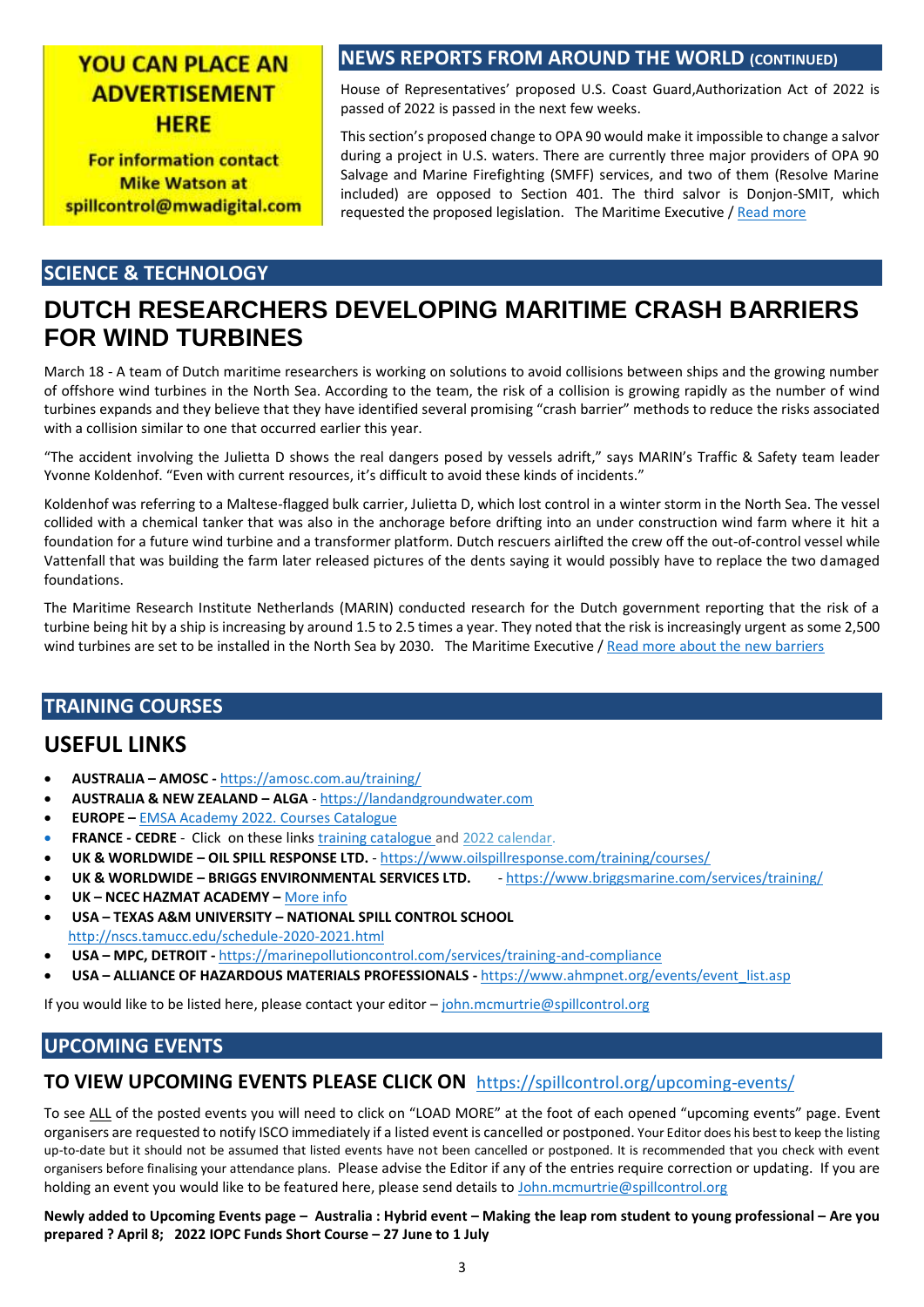**YOU CAN PLACE AN ADVERTISEMENT HERE**

**For information contact Mike Watson at spillcontrol@mwadigital.com**

## NEWS REPORTS FROM AROUND THE WORLD (CONTINUED)

House of Representatives' proposed U.S. Coast Guard,Authorization Act of 2022 is passed of 2022 is passed in the next few weeks.

This section's proposed change to OPA 90 would make it impossible to change a salvor during a project in U.S. waters. There are currently three major providers of OPA 90 Salvage and Marine Firefighting (SMFF) services, and two of them (Resolve Marine included) are opposed to Section 401. The third salvor is Donjon-SMIT, which requested the proposed legislation. The Maritime Executive / [Read more]()

## SCIENCE & TECHNOLOGY

# DUTCH RESEARCHERS DEVELOPING MARITIME CRASH BARRIERS FOR WIND TURBINES

March 18 - A team of Dutch maritime researchers is working on solutions to avoid collisions between ships and the growing number of offshore wind turbines in the North Sea. According to the team, the risk of a collision is growing rapidly as the number of wind turbines expands and they believe that they have identified several promising "crash barrier" methods to reduce the risks associated with a collision similar to one that occurred earlier this year.

"The accident involving the Julietta D shows the real dangers posed by vessels adrift," says MARIN's Traffic & Safety team leader Yvonne Koldenhof. "Even with current resources, it's difficult to avoid these kinds of incidents."

Koldenhof was referring to a Maltese-flagged bulk carrier, Julietta D, which lost control in a winter storm in the North Sea. The vessel collided with a chemical tanker that was also in the anchorage before drifting into an under construction wind farm where it hit a foundation for a future wind turbine and a transformer platform. Dutch rescuers airlifted the crew off the out-of-control vessel while Vattenfall that was building the farm later released pictures of the dents saying it would possibly have to replace the two damaged foundations.

The Maritime Research Institute Netherlands (MARIN) conducted research for the Dutch government reporting that the risk of a turbine being hit by a ship is increasing by around 1.5 to 2.5 times a year. They noted that the risk is increasingly urgent as some 2,500 wind turbines are set to be installed in the North Sea by 2030. The Maritime Executive / [Read more about the new barriers]()

## TRAINING COURSES

## USEFUL LINKS

- **AUSTRALIA – AMOSC -** https://amosc.com.au/training/
- **AUSTRALIA & NEW ZEALAND – ALGA** - https://landandgroundwater.com
- **EUROPE –** [EMSA Academy 2022. Courses Catalogue]()
- **FRANCE - CEDRE** - Click on these links [training catalogue]() and [2022 calendar.]()
- **UK & WORLDWIDE – OIL SPILL RESPONSE LTD.** - https://www.oilspillresponse.com/training/courses/
- **UK & WORLDWIDE – BRIGGS ENVIRONMENTAL SERVICES LTD.** - https://www.briggsmarine.com/services/training/
- **UK – NCEC HAZMAT ACADEMY –** [More info]()
- **USA – TEXAS A&M UNIVERSITY – NATIONAL SPILL CONTROL SCHOOL** http://nscs.tamucc.edu/schedule-2020-2021.html
- **USA – MPC, DETROIT -** https://marinepollutioncontrol.com/services/training-and-compliance
- **USA – ALLIANCE OF HAZARDOUS MATERIALS PROFESSIONALS -** https://www.ahmpnet.org/events/event_list.asp

If you would like to be listed here, please contact your editor – john.mcmurtrie@spillcontrol.org

## UPCOMING EVENTS

## TO VIEW UPCOMING EVENTS PLEASE CLICK ON https://spillcontrol.org/upcoming-events/

To see ALL of the posted events you will need to click on "LOAD MORE" at the foot of each opened "upcoming events" page. Event organisers are requested to notify ISCO immediately if a listed event is cancelled or postponed. Your Editor does his best to keep the listing up-to-date but it should not be assumed that listed events have not been cancelled or postponed. It is recommended that you check with event organisers before finalising your attendance plans. Please advise the Editor if any of the entries require correction or updating. If you are holding an event you would like to be featured here, please send details to John.mcmurtrie@spillcontrol.org

**Newly added to Upcoming Events page – Australia : Hybrid event – Making the leap rom student to young professional – Are you prepared ? April 8; 2022 IOPC Funds Short Course – 27 June to 1 July**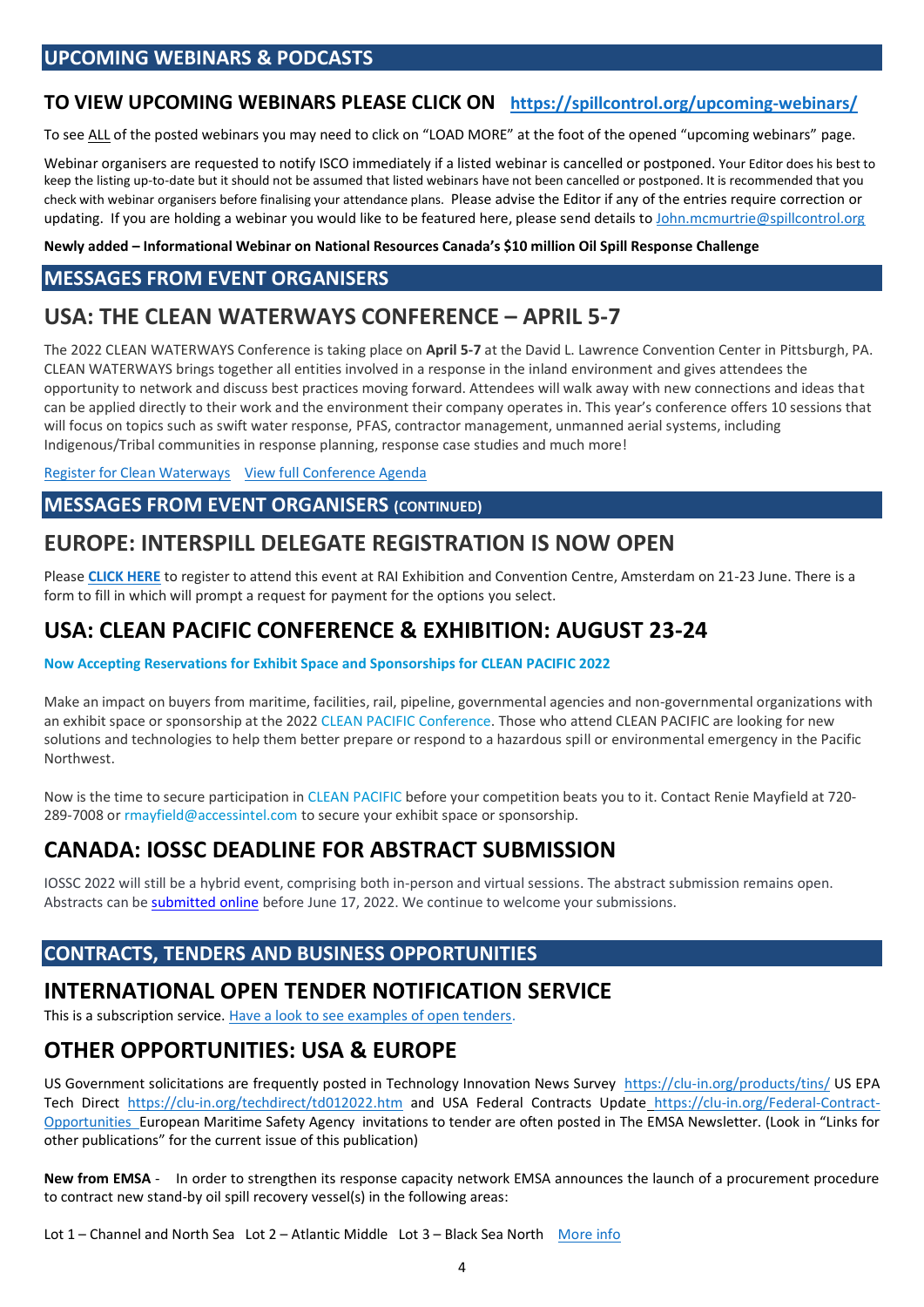## UPCOMING WEBINARS & PODCASTS

### TO VIEW UPCOMING WEBINARS PLEASE CLICK ON https://spillcontrol.org/upcoming-webinars/

To see ALL of the posted webinars you may need to click on "LOAD MORE" at the foot of the opened "upcoming webinars" page.

Webinar organisers are requested to notify ISCO immediately if a listed webinar is cancelled or postponed. Your Editor does his best to keep the listing up-to-date but it should not be assumed that listed webinars have not been cancelled or postponed. It is recommended that you check with webinar organisers before finalising your attendance plans. Please advise the Editor if any of the entries require correction or updating. If you are holding a webinar you would like to be featured here, please send details to John.mcmurtrie@spillcontrol.org

**Newly added – Informational Webinar on National Resources Canada's $10 million Oil Spill Response Challenge**

## MESSAGES FROM EVENT ORGANISERS

# USA: THE CLEAN WATERWAYS CONFERENCE – APRIL 5-7

The 2022 CLEAN WATERWAYS Conference is taking place on **April 5-7** at the David L. Lawrence Convention Center in Pittsburgh, PA. CLEAN WATERWAYS brings together all entities involved in a response in the inland environment and gives attendees the opportunity to network and discuss best practices moving forward. Attendees will walk away with new connections and ideas that can be applied directly to their work and the environment their company operates in. This year's conference offers 10 sessions that will focus on topics such as swift water response, PFAS, contractor management, unmanned aerial systems, including Indigenous/Tribal communities in response planning, response case studies and much more!

Register for Clean Waterways   View full Conference Agenda

## MESSAGES FROM EVENT ORGANISERS (CONTINUED)

# EUROPE: INTERSPILL DELEGATE REGISTRATION IS NOW OPEN

Please **CLICK HERE** to register to attend this event at RAI Exhibition and Convention Centre, Amsterdam on 21-23 June. There is a form to fill in which will prompt a request for payment for the options you select.

# USA: CLEAN PACIFIC CONFERENCE & EXHIBITION: AUGUST 23-24

**Now Accepting Reservations for Exhibit Space and Sponsorships for CLEAN PACIFIC 2022**

Make an impact on buyers from maritime, facilities, rail, pipeline, governmental agencies and non-governmental organizations with an exhibit space or sponsorship at the 2022 CLEAN PACIFIC Conference. Those who attend CLEAN PACIFIC are looking for new solutions and technologies to help them better prepare or respond to a hazardous spill or environmental emergency in the Pacific Northwest.

Now is the time to secure participation in CLEAN PACIFIC before your competition beats you to it. Contact Renie Mayfield at 720-289-7008 or rmayfield@accessintel.com to secure your exhibit space or sponsorship.

# CANADA: IOSSC DEADLINE FOR ABSTRACT SUBMISSION

IOSSC 2022 will still be a hybrid event, comprising both in-person and virtual sessions. The abstract submission remains open. Abstracts can be submitted online before June 17, 2022. We continue to welcome your submissions.

## CONTRACTS, TENDERS AND BUSINESS OPPORTUNITIES

# INTERNATIONAL OPEN TENDER NOTIFICATION SERVICE

This is a subscription service. Have a look to see examples of open tenders.

# OTHER OPPORTUNITIES: USA & EUROPE

US Government solicitations are frequently posted in Technology Innovation News Survey https://clu-in.org/products/tins/ US EPA Tech Direct https://clu-in.org/techdirect/td012022.htm and USA Federal Contracts Update https://clu-in.org/Federal-Contract-Opportunities European Maritime Safety Agency invitations to tender are often posted in The EMSA Newsletter. (Look in "Links for other publications" for the current issue of this publication)

**New from EMSA** - In order to strengthen its response capacity network EMSA announces the launch of a procurement procedure to contract new stand-by oil spill recovery vessel(s) in the following areas:

Lot 1 – Channel and North Sea   Lot 2 – Atlantic Middle   Lot 3 – Black Sea North   More info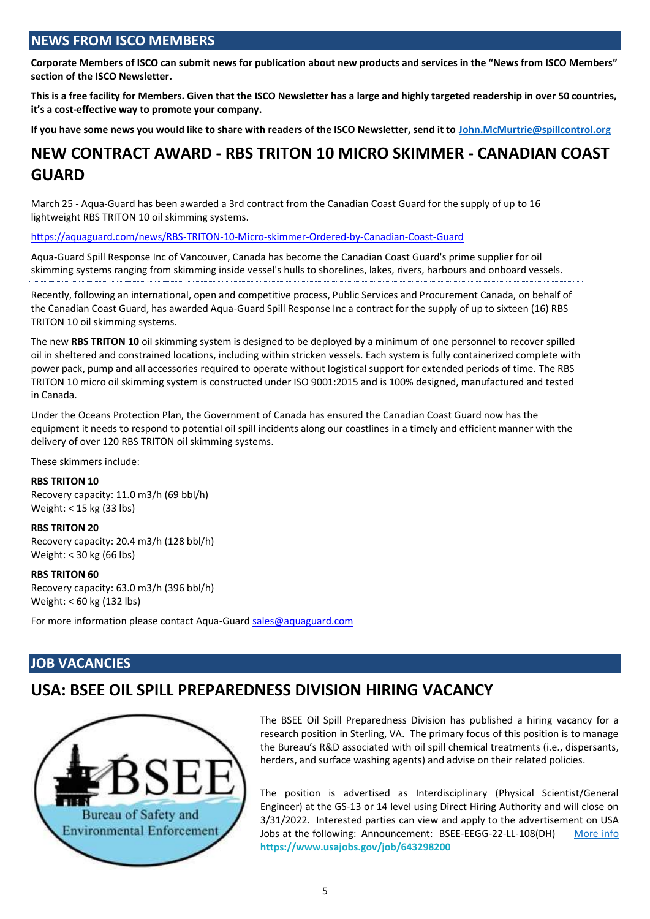## NEWS FROM ISCO MEMBERS

**Corporate Members of ISCO can submit news for publication about new products and services in the "News from ISCO Members" section of the ISCO Newsletter.**

**This is a free facility for Members. Given that the ISCO Newsletter has a large and highly targeted readership in over 50 countries, it's a cost-effective way to promote your company.**

**If you have some news you would like to share with readers of the ISCO Newsletter, send it to John.McMurtrie@spillcontrol.org**

# NEW CONTRACT AWARD - RBS TRITON 10 MICRO SKIMMER - CANADIAN COAST GUARD

March 25 - Aqua-Guard has been awarded a 3rd contract from the Canadian Coast Guard for the supply of up to 16 lightweight RBS TRITON 10 oil skimming systems.

https://aquaguard.com/news/RBS-TRITON-10-Micro-skimmer-Ordered-by-Canadian-Coast-Guard

Aqua-Guard Spill Response Inc of Vancouver, Canada has become the Canadian Coast Guard's prime supplier for oil skimming systems ranging from skimming inside vessel's hulls to shorelines, lakes, rivers, harbours and onboard vessels.

Recently, following an international, open and competitive process, Public Services and Procurement Canada, on behalf of the Canadian Coast Guard, has awarded Aqua-Guard Spill Response Inc a contract for the supply of up to sixteen (16) RBS TRITON 10 oil skimming systems.

The new **RBS TRITON 10** oil skimming system is designed to be deployed by a minimum of one personnel to recover spilled oil in sheltered and constrained locations, including within stricken vessels. Each system is fully containerized complete with power pack, pump and all accessories required to operate without logistical support for extended periods of time. The RBS TRITON 10 micro oil skimming system is constructed under ISO 9001:2015 and is 100% designed, manufactured and tested in Canada.

Under the Oceans Protection Plan, the Government of Canada has ensured the Canadian Coast Guard now has the equipment it needs to respond to potential oil spill incidents along our coastlines in a timely and efficient manner with the delivery of over 120 RBS TRITON oil skimming systems.

These skimmers include:

**RBS TRITON 10**
Recovery capacity: 11.0 m3/h (69 bbl/h)
Weight: < 15 kg (33 lbs)

**RBS TRITON 20**
Recovery capacity: 20.4 m3/h (128 bbl/h)
Weight: < 30 kg (66 lbs)

**RBS TRITON 60**
Recovery capacity: 63.0 m3/h (396 bbl/h)
Weight: < 60 kg (132 lbs)

For more information please contact Aqua-Guard sales@aquaguard.com

## JOB VACANCIES

# USA: BSEE OIL SPILL PREPAREDNESS DIVISION HIRING VACANCY

The BSEE Oil Spill Preparedness Division has published a hiring vacancy for a research position in Sterling, VA. The primary focus of this position is to manage the Bureau's R&D associated with oil spill chemical treatments (i.e., dispersants, herders, and surface washing agents) and advise on their related policies.

The position is advertised as Interdisciplinary (Physical Scientist/General Engineer) at the GS-13 or 14 level using Direct Hiring Authority and will close on 3/31/2022. Interested parties can view and apply to the advertisement on USA Jobs at the following: Announcement: BSEE-EEGG-22-LL-108(DH) More info **https://www.usajobs.gov/job/643298200**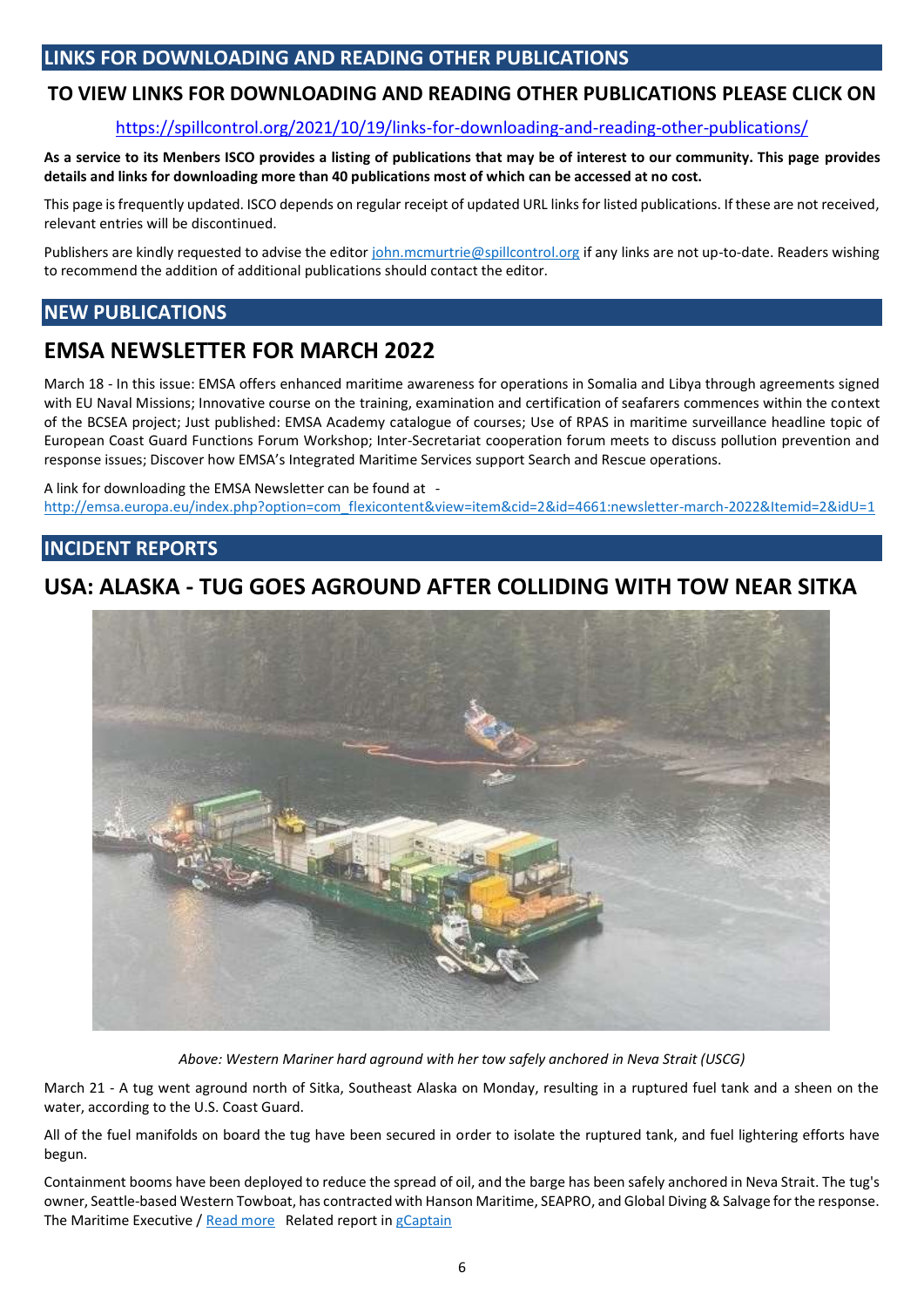## LINKS FOR DOWNLOADING AND READING OTHER PUBLICATIONS

### TO VIEW LINKS FOR DOWNLOADING AND READING OTHER PUBLICATIONS PLEASE CLICK ON

https://spillcontrol.org/2021/10/19/links-for-downloading-and-reading-other-publications/

**As a service to its Menbers ISCO provides a listing of publications that may be of interest to our community. This page provides details and links for downloading more than 40 publications most of which can be accessed at no cost.**

This page is frequently updated. ISCO depends on regular receipt of updated URL links for listed publications. If these are not received, relevant entries will be discontinued.

Publishers are kindly requested to advise the editor john.mcmurtrie@spillcontrol.org if any links are not up-to-date. Readers wishing to recommend the addition of additional publications should contact the editor.

## NEW PUBLICATIONS

### EMSA NEWSLETTER FOR MARCH 2022

March 18 - In this issue: EMSA offers enhanced maritime awareness for operations in Somalia and Libya through agreements signed with EU Naval Missions; Innovative course on the training, examination and certification of seafarers commences within the context of the BCSEA project; Just published: EMSA Academy catalogue of courses; Use of RPAS in maritime surveillance headline topic of European Coast Guard Functions Forum Workshop; Inter-Secretariat cooperation forum meets to discuss pollution prevention and response issues; Discover how EMSA's Integrated Maritime Services support Search and Rescue operations.

A link for downloading the EMSA Newsletter can be found at -
http://emsa.europa.eu/index.php?option=com_flexicontent&view=item&cid=2&id=4661:newsletter-march-2022&Itemid=2&idU=1

## INCIDENT REPORTS

### USA: ALASKA - TUG GOES AGROUND AFTER COLLIDING WITH TOW NEAR SITKA

*Above: Western Mariner hard aground with her tow safely anchored in Neva Strait (USCG)*

March 21 - A tug went aground north of Sitka, Southeast Alaska on Monday, resulting in a ruptured fuel tank and a sheen on the water, according to the U.S. Coast Guard.

All of the fuel manifolds on board the tug have been secured in order to isolate the ruptured tank, and fuel lightering efforts have begun.

Containment booms have been deployed to reduce the spread of oil, and the barge has been safely anchored in Neva Strait. The tug's owner, Seattle-based Western Towboat, has contracted with Hanson Maritime, SEAPRO, and Global Diving & Salvage for the response. The Maritime Executive / Read more Related report in gCaptain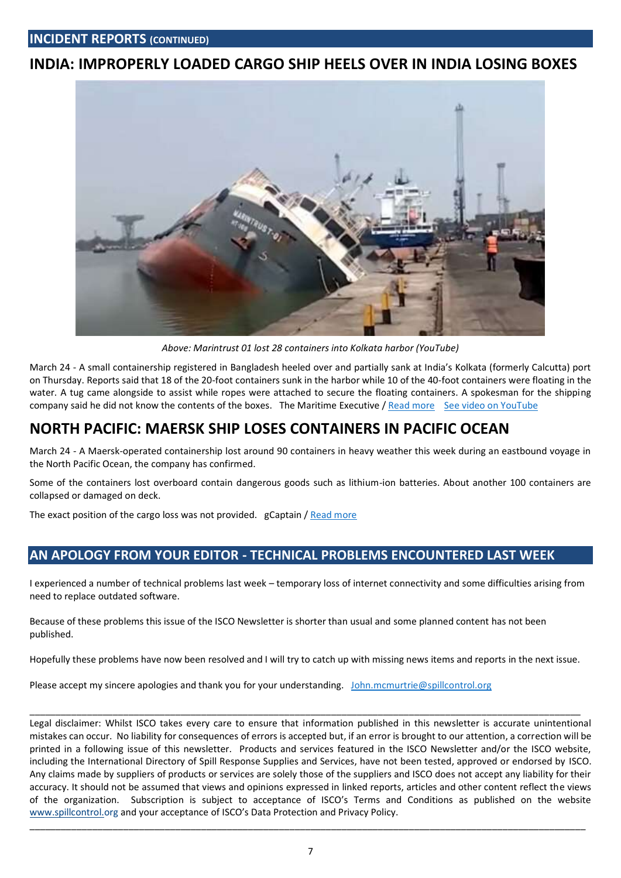## INCIDENT REPORTS (CONTINUED)

## INDIA: IMPROPERLY LOADED CARGO SHIP HEELS OVER IN INDIA LOSING BOXES

*Above: Marintrust 01 lost 28 containers into Kolkata harbor (YouTube)*

March 24 - A small containership registered in Bangladesh heeled over and partially sank at India's Kolkata (formerly Calcutta) port on Thursday. Reports said that 18 of the 20-foot containers sunk in the harbor while 10 of the 40-foot containers were floating in the water. A tug came alongside to assist while ropes were attached to secure the floating containers. A spokesman for the shipping company said he did not know the contents of the boxes. The Maritime Executive / Read more See video on YouTube

## NORTH PACIFIC: MAERSK SHIP LOSES CONTAINERS IN PACIFIC OCEAN

March 24 - A Maersk-operated containership lost around 90 containers in heavy weather this week during an eastbound voyage in the North Pacific Ocean, the company has confirmed.

Some of the containers lost overboard contain dangerous goods such as lithium-ion batteries. About another 100 containers are collapsed or damaged on deck.

The exact position of the cargo loss was not provided. gCaptain / Read more

## AN APOLOGY FROM YOUR EDITOR - TECHNICAL PROBLEMS ENCOUNTERED LAST WEEK

I experienced a number of technical problems last week – temporary loss of internet connectivity and some difficulties arising from need to replace outdated software.

Because of these problems this issue of the ISCO Newsletter is shorter than usual and some planned content has not been published.

Hopefully these problems have now been resolved and I will try to catch up with missing news items and reports in the next issue.

Please accept my sincere apologies and thank you for your understanding. John.mcmurtrie@spillcontrol.org

---

Legal disclaimer: Whilst ISCO takes every care to ensure that information published in this newsletter is accurate unintentional mistakes can occur. No liability for consequences of errors is accepted but, if an error is brought to our attention, a correction will be printed in a following issue of this newsletter. Products and services featured in the ISCO Newsletter and/or the ISCO website, including the International Directory of Spill Response Supplies and Services, have not been tested, approved or endorsed by ISCO. Any claims made by suppliers of products or services are solely those of the suppliers and ISCO does not accept any liability for their accuracy. It should not be assumed that views and opinions expressed in linked reports, articles and other content reflect the views of the organization. Subscription is subject to acceptance of ISCO's Terms and Conditions as published on the website www.spillcontrol.org and your acceptance of ISCO's Data Protection and Privacy Policy.

---